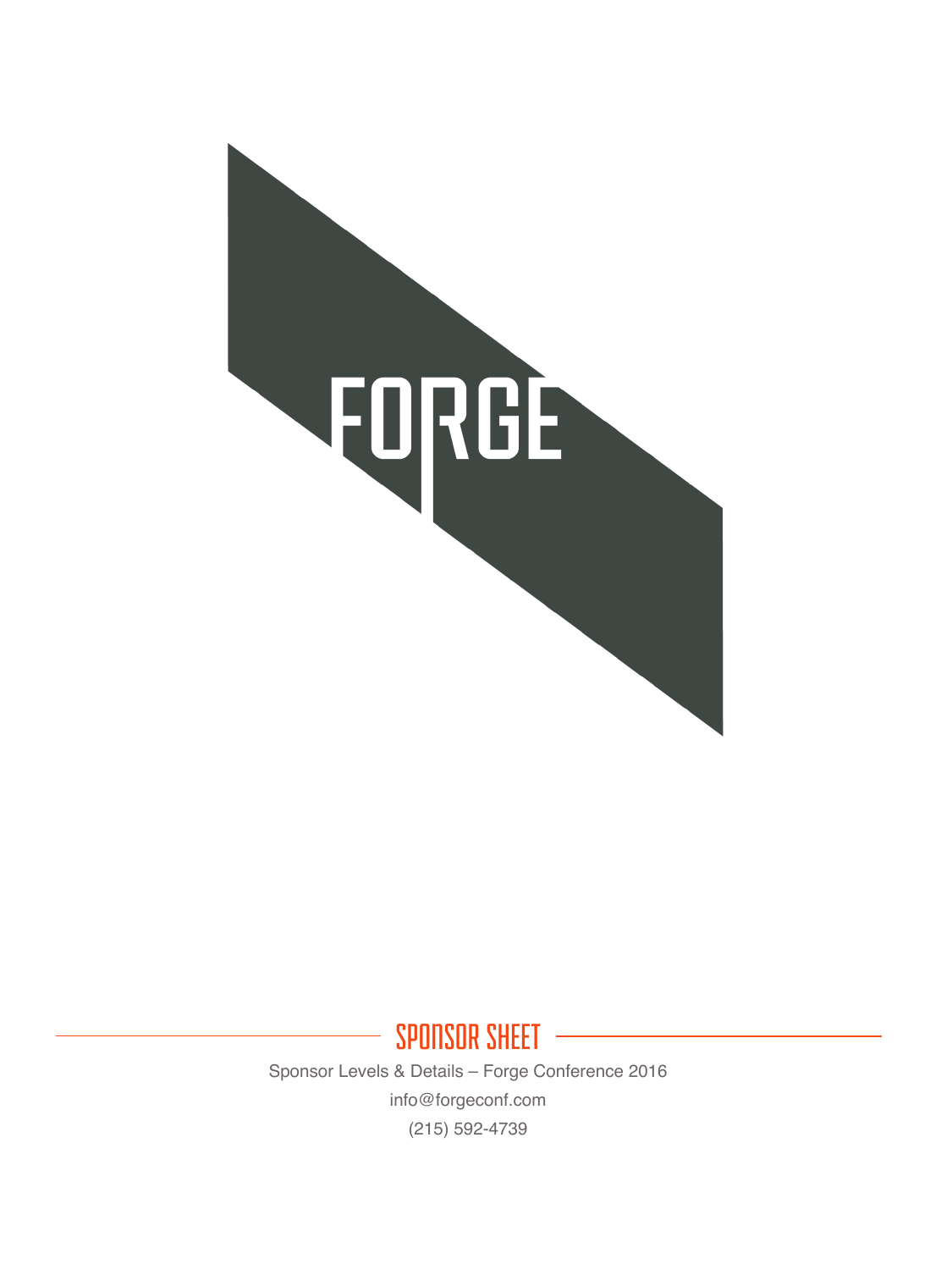# FORGE

## SPONSOR SHEET

Sponsor Levels & Details – Forge Conference 2016

info@forgeconf.com

(215) 592-4739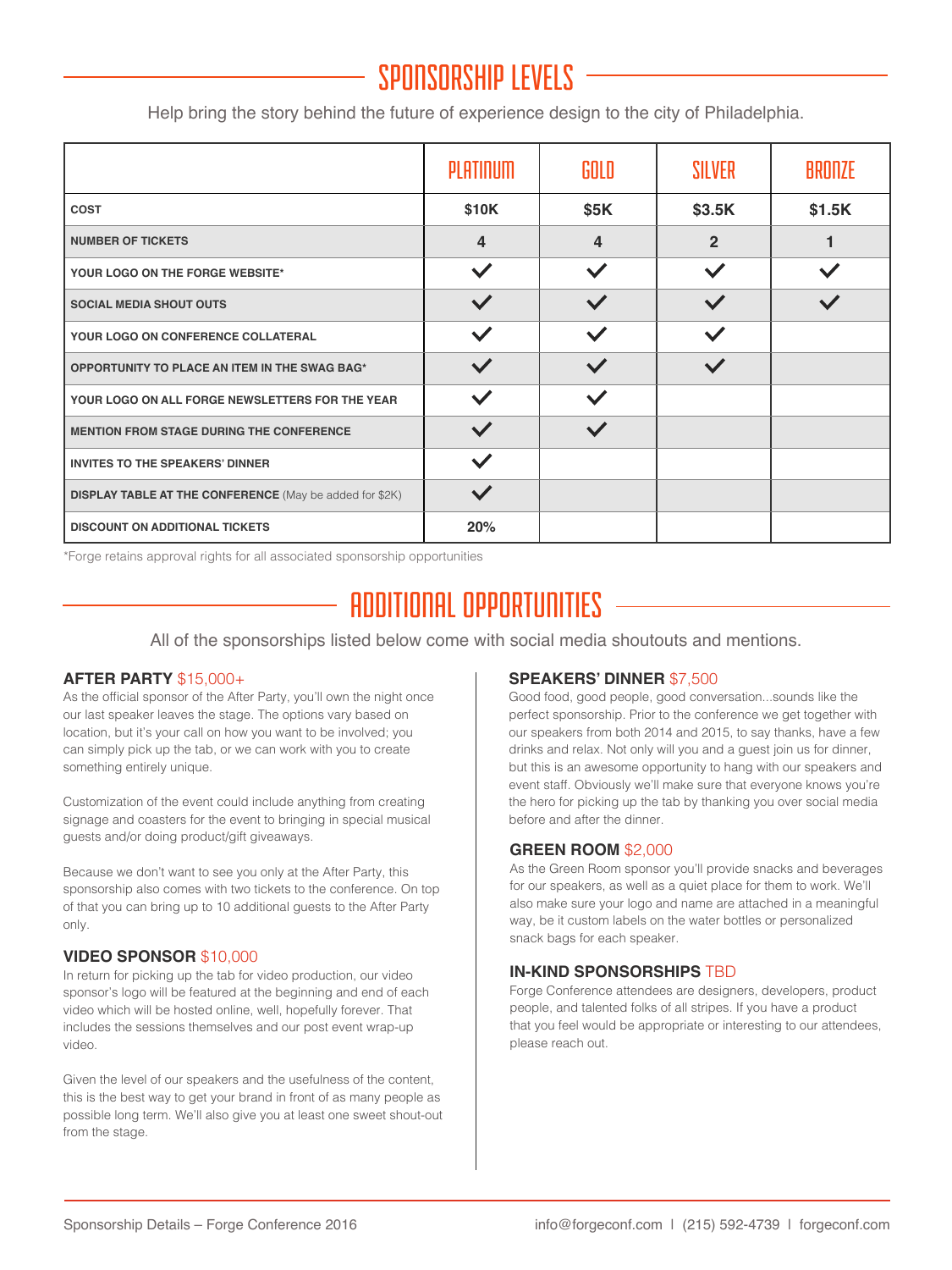## SPONSORSHIP LEVELS

Help bring the story behind the future of experience design to the city of Philadelphia.

| | PLATINUM | GOLD | SILVER | BRONZE |
|---|---|---|---|---|
| COST | $10K | $5K | $3.5K | $1.5K |
| NUMBER OF TICKETS | 4 | 4 | 2 | 1 |
| YOUR LOGO ON THE FORGE WEBSITE* | ✓ | ✓ | ✓ | ✓ |
| SOCIAL MEDIA SHOUT OUTS | ✓ | ✓ | ✓ | ✓ |
| YOUR LOGO ON CONFERENCE COLLATERAL | ✓ | ✓ | ✓ | |
| OPPORTUNITY TO PLACE AN ITEM IN THE SWAG BAG* | ✓ | ✓ | ✓ | |
| YOUR LOGO ON ALL FORGE NEWSLETTERS FOR THE YEAR | ✓ | ✓ | | |
| MENTION FROM STAGE DURING THE CONFERENCE | ✓ | ✓ | | |
| INVITES TO THE SPEAKERS' DINNER | ✓ | | | |
| **DISPLAY TABLE AT THE CONFERENCE** (May be added for $2K) | ✓ | | | |
| DISCOUNT ON ADDITIONAL TICKETS | 20% | | | |

*Forge retains approval rights for all associated sponsorship opportunities

## ADDITIONAL OPPORTUNITIES

All of the sponsorships listed below come with social media shoutouts and mentions.

**AFTER PARTY** $15,000+

As the official sponsor of the After Party, you'll own the night once our last speaker leaves the stage. The options vary based on location, but it's your call on how you want to be involved; you can simply pick up the tab, or we can work with you to create something entirely unique.

Customization of the event could include anything from creating signage and coasters for the event to bringing in special musical guests and/or doing product/gift giveaways.

Because we don't want to see you only at the After Party, this sponsorship also comes with two tickets to the conference. On top of that you can bring up to 10 additional guests to the After Party only.

**VIDEO SPONSOR** $10,000

In return for picking up the tab for video production, our video sponsor's logo will be featured at the beginning and end of each video which will be hosted online, well, hopefully forever. That includes the sessions themselves and our post event wrap-up video.

Given the level of our speakers and the usefulness of the content, this is the best way to get your brand in front of as many people as possible long term. We'll also give you at least one sweet shout-out from the stage.

**SPEAKERS' DINNER** $7,500

Good food, good people, good conversation...sounds like the perfect sponsorship. Prior to the conference we get together with our speakers from both 2014 and 2015, to say thanks, have a few drinks and relax. Not only will you and a guest join us for dinner, but this is an awesome opportunity to hang with our speakers and event staff. Obviously we'll make sure that everyone knows you're the hero for picking up the tab by thanking you over social media before and after the dinner.

**GREEN ROOM** $2,000

As the Green Room sponsor you'll provide snacks and beverages for our speakers, as well as a quiet place for them to work. We'll also make sure your logo and name are attached in a meaningful way, be it custom labels on the water bottles or personalized snack bags for each speaker.

**IN-KIND SPONSORSHIPS** TBD

Forge Conference attendees are designers, developers, product people, and talented folks of all stripes. If you have a product that you feel would be appropriate or interesting to our attendees, please reach out.

Sponsorship Details – Forge Conference 2016 info@forgeconf.com | (215) 592-4739 | forgeconf.com